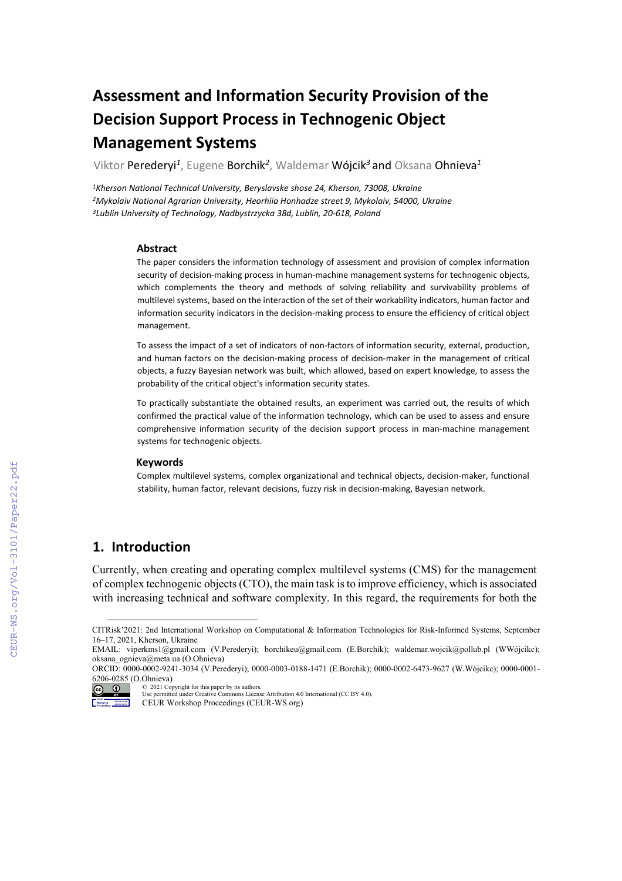# Assessment and Information Security Provision of the Decision Support Process in Technogenic Object Management Systems

Viktor Perederyi[1], Eugene Borchik[2], Waldemar Wójcik[3] and Oksana Ohnieva[1]

[1]*Kherson National Technical University, Beryslavske shose 24, Kherson, 73008, Ukraine*
[2]*Mykolaiv National Agrarian University, Heorhiia Honhadze street 9, Mykolaiv, 54000, Ukraine*
[3]*Lublin University of Technology, Nadbystrzycka 38d, Lublin, 20-618, Poland*

### Abstract

The paper considers the information technology of assessment and provision of complex information security of decision-making process in human-machine management systems for technogenic objects, which complements the theory and methods of solving reliability and survivability problems of multilevel systems, based on the interaction of the set of their workability indicators, human factor and information security indicators in the decision-making process to ensure the efficiency of critical object management.

To assess the impact of a set of indicators of non-factors of information security, external, production, and human factors on the decision-making process of decision-maker in the management of critical objects, a fuzzy Bayesian network was built, which allowed, based on expert knowledge, to assess the probability of the critical object's information security states.

To practically substantiate the obtained results, an experiment was carried out, the results of which confirmed the practical value of the information technology, which can be used to assess and ensure comprehensive information security of the decision support process in man-machine management systems for technogenic objects.

### Keywords

Complex multilevel systems, complex organizational and technical objects, decision-maker, functional stability, human factor, relevant decisions, fuzzy risk in decision-making, Bayesian network.

## 1. Introduction

Currently, when creating and operating complex multilevel systems (CMS) for the management of complex technogenic objects (CTO), the main task is to improve efficiency, which is associated with increasing technical and software complexity. In this regard, the requirements for both the

---

CITRisk'2021: 2nd International Workshop on Computational & Information Technologies for Risk-Informed Systems, September 16–17, 2021, Kherson, Ukraine

EMAIL: viperkms1@gmail.com (V.Perederyi); borchikeu@gmail.com (E.Borchik); waldemar.wojcik@pollub.pl (WWójcikc); oksana_ognieva@meta.ua (O.Ohnieva)

ORCID: 0000-0002-9241-3034 (V.Perederyi); 0000-0003-0188-1471 (E.Borchik); 0000-0002-6473-9627 (W.Wójcikc); 0000-0001-6206-0285 (O.Ohnieva)

© 2021 Copyright for this paper by its authors.
Use permitted under Creative Commons License Attribution 4.0 International (CC BY 4.0).
CEUR Workshop Proceedings (CEUR-WS.org)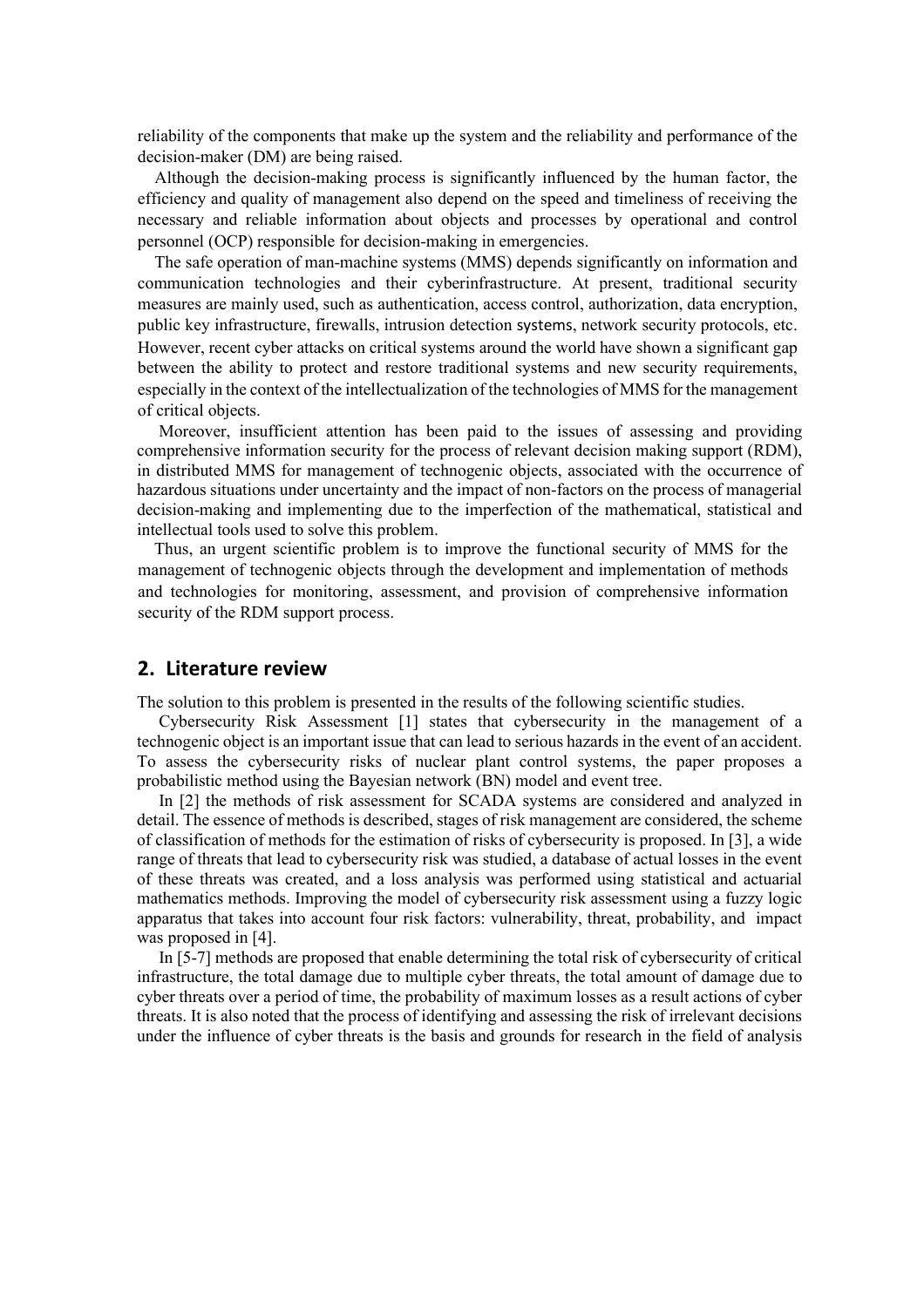reliability of the components that make up the system and the reliability and performance of the decision-maker (DM) are being raised.

Although the decision-making process is significantly influenced by the human factor, the efficiency and quality of management also depend on the speed and timeliness of receiving the necessary and reliable information about objects and processes by operational and control personnel (OCP) responsible for decision-making in emergencies.

The safe operation of man-machine systems (MMS) depends significantly on information and communication technologies and their cyberinfrastructure. At present, traditional security measures are mainly used, such as authentication, access control, authorization, data encryption, public key infrastructure, firewalls, intrusion detection systems, network security protocols, etc. However, recent cyber attacks on critical systems around the world have shown a significant gap between the ability to protect and restore traditional systems and new security requirements, especially in the context of the intellectualization of the technologies of MMS for the management of critical objects.

Moreover, insufficient attention has been paid to the issues of assessing and providing comprehensive information security for the process of relevant decision making support (RDM), in distributed MMS for management of technogenic objects, associated with the occurrence of hazardous situations under uncertainty and the impact of non-factors on the process of managerial decision-making and implementing due to the imperfection of the mathematical, statistical and intellectual tools used to solve this problem.

Thus, an urgent scientific problem is to improve the functional security of MMS for the management of technogenic objects through the development and implementation of methods and technologies for monitoring, assessment, and provision of comprehensive information security of the RDM support process.

## 2. Literature review

The solution to this problem is presented in the results of the following scientific studies.

Cybersecurity Risk Assessment [1] states that cybersecurity in the management of a technogenic object is an important issue that can lead to serious hazards in the event of an accident. To assess the cybersecurity risks of nuclear plant control systems, the paper proposes a probabilistic method using the Bayesian network (BN) model and event tree.

In [2] the methods of risk assessment for SCADA systems are considered and analyzed in detail. The essence of methods is described, stages of risk management are considered, the scheme of classification of methods for the estimation of risks of cybersecurity is proposed. In [3], a wide range of threats that lead to cybersecurity risk was studied, a database of actual losses in the event of these threats was created, and a loss analysis was performed using statistical and actuarial mathematics methods. Improving the model of cybersecurity risk assessment using a fuzzy logic apparatus that takes into account four risk factors: vulnerability, threat, probability, and impact was proposed in [4].

In [5-7] methods are proposed that enable determining the total risk of cybersecurity of critical infrastructure, the total damage due to multiple cyber threats, the total amount of damage due to cyber threats over a period of time, the probability of maximum losses as a result actions of cyber threats. It is also noted that the process of identifying and assessing the risk of irrelevant decisions under the influence of cyber threats is the basis and grounds for research in the field of analysis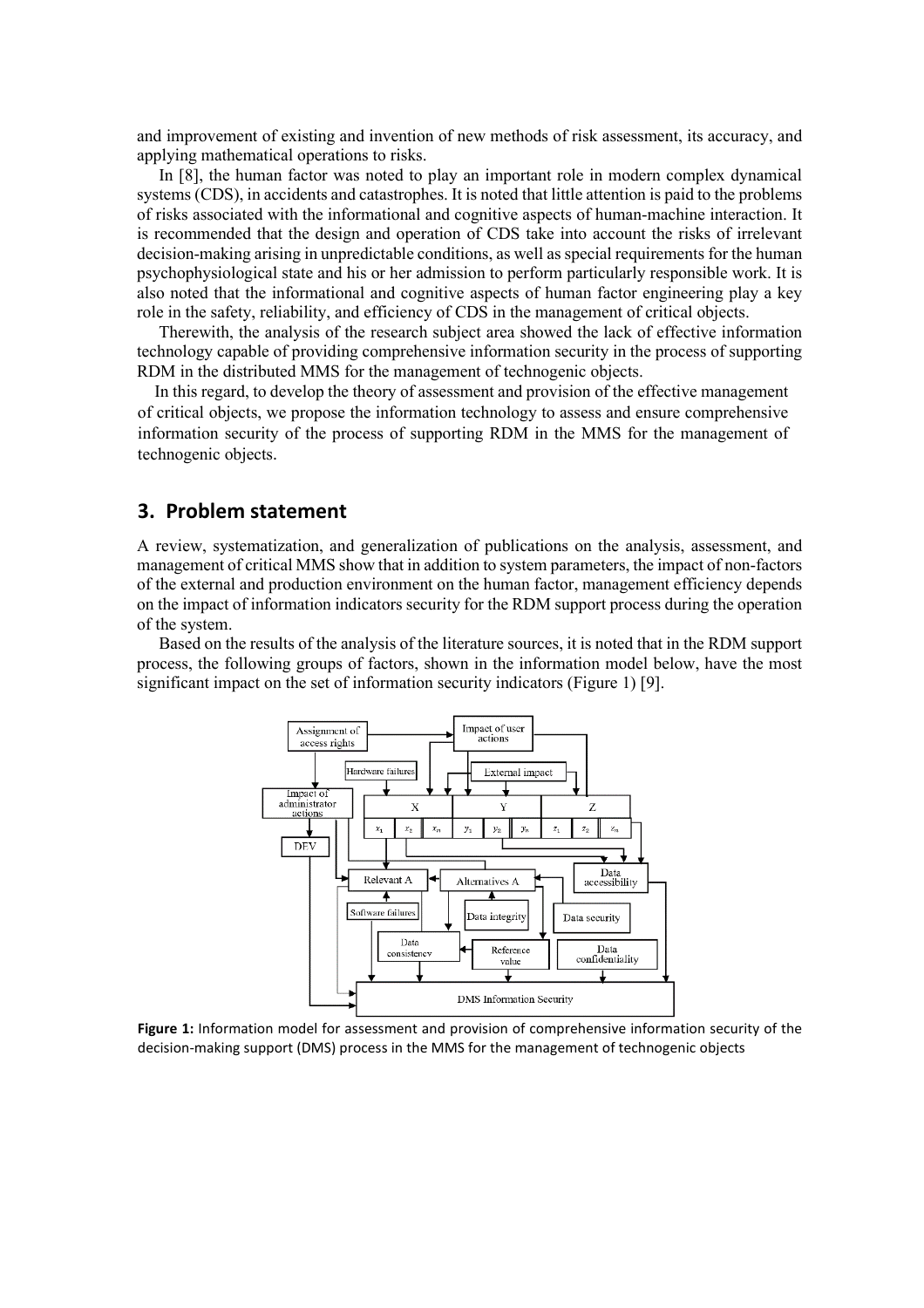and improvement of existing and invention of new methods of risk assessment, its accuracy, and applying mathematical operations to risks.

In [8], the human factor was noted to play an important role in modern complex dynamical systems (CDS), in accidents and catastrophes. It is noted that little attention is paid to the problems of risks associated with the informational and cognitive aspects of human-machine interaction. It is recommended that the design and operation of CDS take into account the risks of irrelevant decision-making arising in unpredictable conditions, as well as special requirements for the human psychophysiological state and his or her admission to perform particularly responsible work. It is also noted that the informational and cognitive aspects of human factor engineering play a key role in the safety, reliability, and efficiency of CDS in the management of critical objects.

Therewith, the analysis of the research subject area showed the lack of effective information technology capable of providing comprehensive information security in the process of supporting RDM in the distributed MMS for the management of technogenic objects.

In this regard, to develop the theory of assessment and provision of the effective management of critical objects, we propose the information technology to assess and ensure comprehensive information security of the process of supporting RDM in the MMS for the management of technogenic objects.

## 3. Problem statement

A review, systematization, and generalization of publications on the analysis, assessment, and management of critical MMS show that in addition to system parameters, the impact of non-factors of the external and production environment on the human factor, management efficiency depends on the impact of information indicators security for the RDM support process during the operation of the system.

Based on the results of the analysis of the literature sources, it is noted that in the RDM support process, the following groups of factors, shown in the information model below, have the most significant impact on the set of information security indicators (Figure 1) [9].

**Figure 1:** Information model for assessment and provision of comprehensive information security of the decision-making support (DMS) process in the MMS for the management of technogenic objects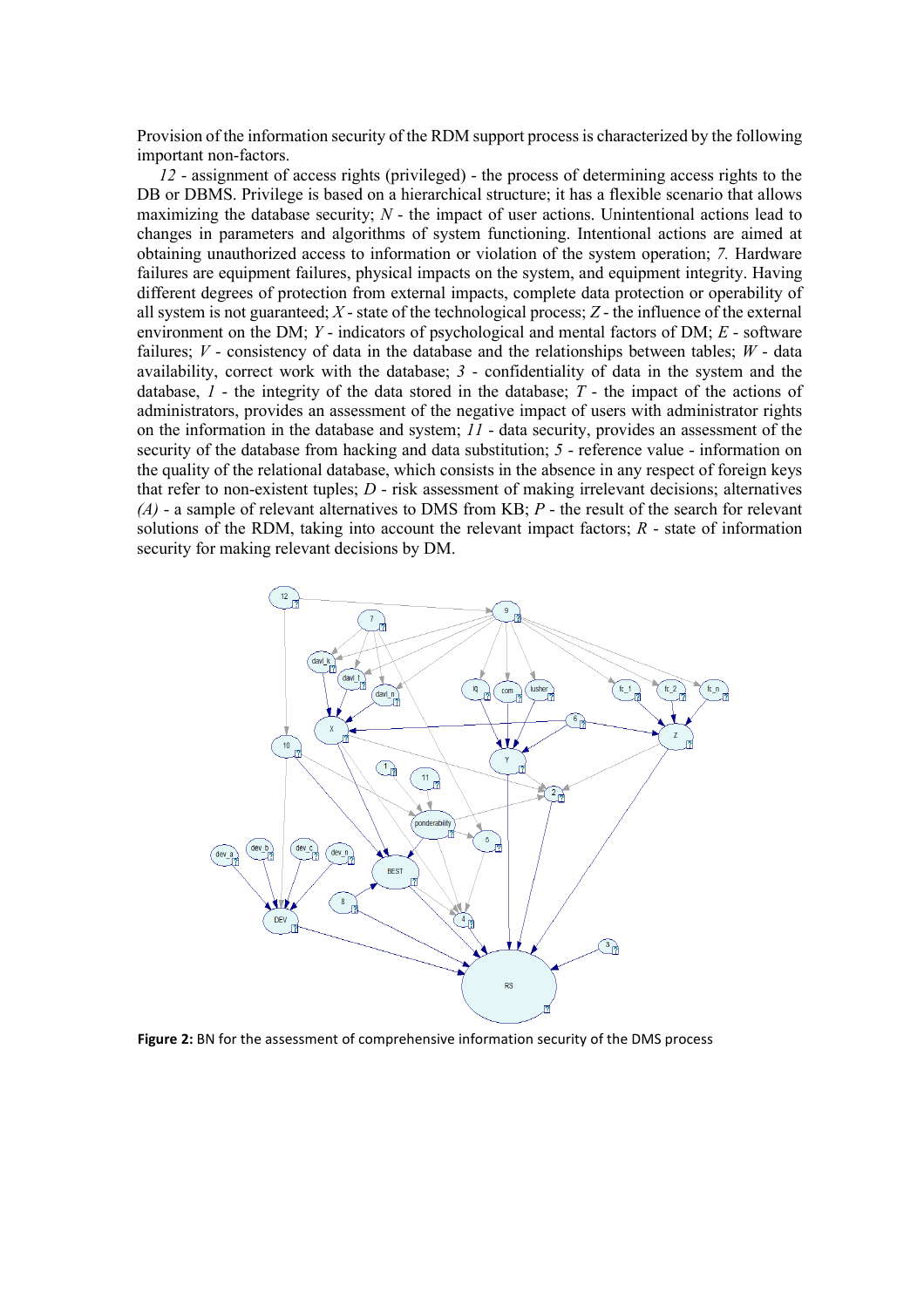Provision of the information security of the RDM support process is characterized by the following important non-factors.

*12* - assignment of access rights (privileged) - the process of determining access rights to the DB or DBMS. Privilege is based on a hierarchical structure; it has a flexible scenario that allows maximizing the database security; *N* - the impact of user actions. Unintentional actions lead to changes in parameters and algorithms of system functioning. Intentional actions are aimed at obtaining unauthorized access to information or violation of the system operation; *7.* Hardware failures are equipment failures, physical impacts on the system, and equipment integrity. Having different degrees of protection from external impacts, complete data protection or operability of all system is not guaranteed; *X* - state of the technological process; *Z* - the influence of the external environment on the DM; *Y* - indicators of psychological and mental factors of DM; *E* - software failures; *V* - consistency of data in the database and the relationships between tables; *W* - data availability, correct work with the database; *3* - confidentiality of data in the system and the database, *1* - the integrity of the data stored in the database; *T* - the impact of the actions of administrators, provides an assessment of the negative impact of users with administrator rights on the information in the database and system; *11* - data security, provides an assessment of the security of the database from hacking and data substitution; *5* - reference value - information on the quality of the relational database, which consists in the absence in any respect of foreign keys that refer to non-existent tuples; *D* - risk assessment of making irrelevant decisions; alternatives *(A)* - a sample of relevant alternatives to DMS from KB; *P* - the result of the search for relevant solutions of the RDM, taking into account the relevant impact factors; *R* - state of information security for making relevant decisions by DM.

**Figure 2:** BN for the assessment of comprehensive information security of the DMS process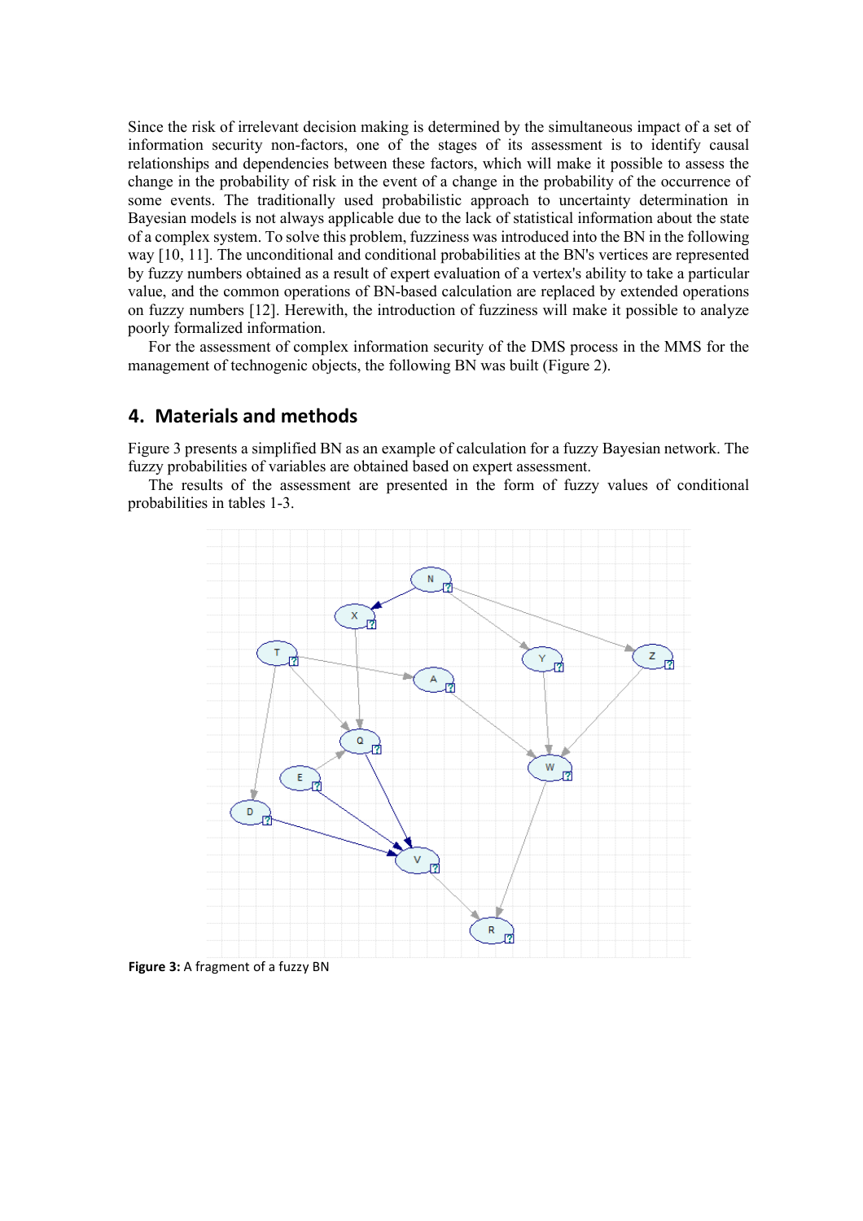Since the risk of irrelevant decision making is determined by the simultaneous impact of a set of information security non-factors, one of the stages of its assessment is to identify causal relationships and dependencies between these factors, which will make it possible to assess the change in the probability of risk in the event of a change in the probability of the occurrence of some events. The traditionally used probabilistic approach to uncertainty determination in Bayesian models is not always applicable due to the lack of statistical information about the state of a complex system. To solve this problem, fuzziness was introduced into the BN in the following way [10, 11]. The unconditional and conditional probabilities at the BN's vertices are represented by fuzzy numbers obtained as a result of expert evaluation of a vertex's ability to take a particular value, and the common operations of BN-based calculation are replaced by extended operations on fuzzy numbers [12]. Herewith, the introduction of fuzziness will make it possible to analyze poorly formalized information.

For the assessment of complex information security of the DMS process in the MMS for the management of technogenic objects, the following BN was built (Figure 2).

## 4. Materials and methods

Figure 3 presents a simplified BN as an example of calculation for a fuzzy Bayesian network. The fuzzy probabilities of variables are obtained based on expert assessment.

The results of the assessment are presented in the form of fuzzy values of conditional probabilities in tables 1-3.

**Figure 3:** A fragment of a fuzzy BN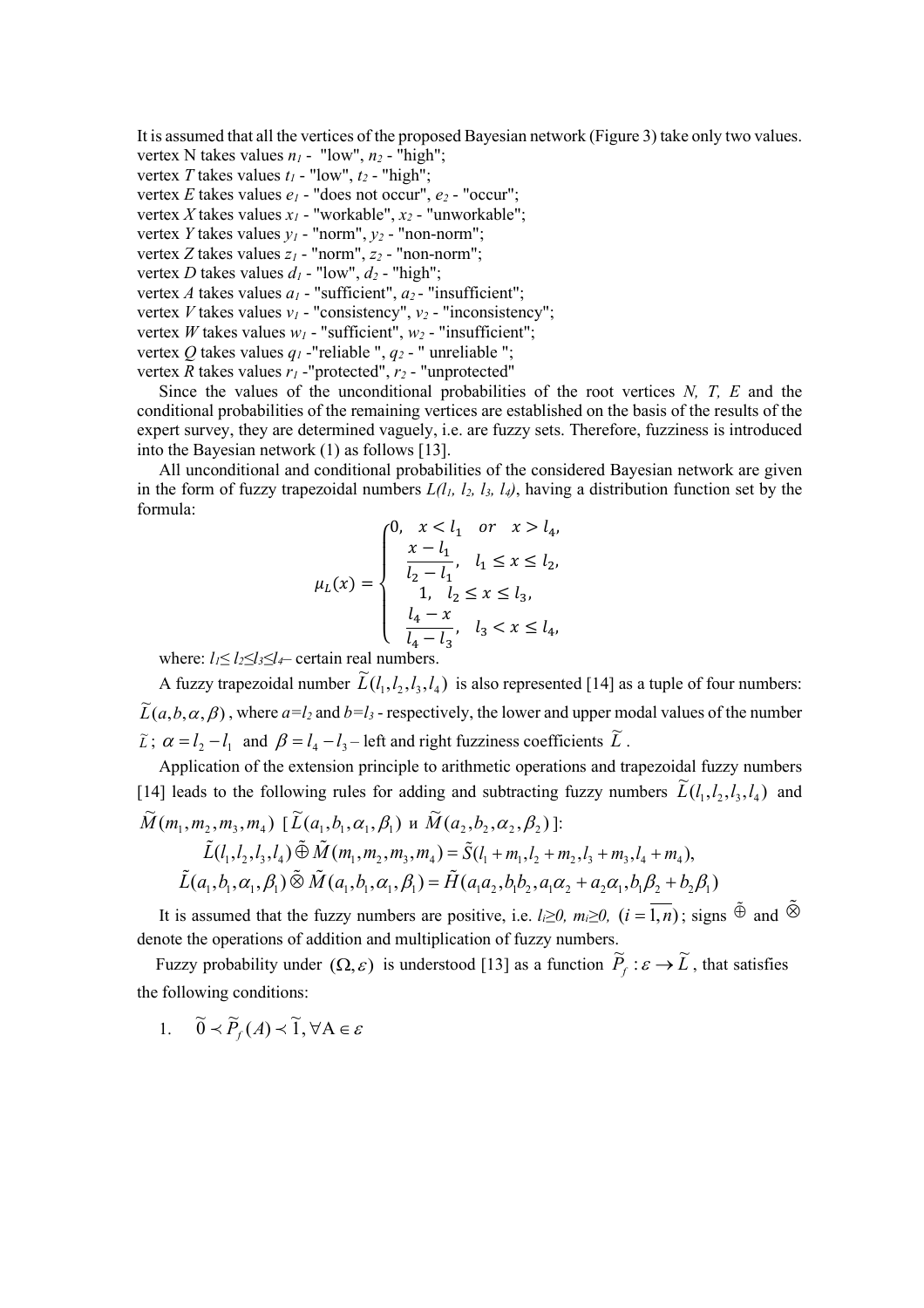It is assumed that all the vertices of the proposed Bayesian network (Figure 3) take only two values.
vertex N takes values $n_1$ - "low", $n_2$ - "high";
vertex $T$ takes values $t_1$ - "low", $t_2$ - "high";
vertex $E$ takes values $e_1$ - "does not occur", $e_2$ - "occur";
vertex $X$ takes values $x_1$ - "workable", $x_2$ - "unworkable";
vertex $Y$ takes values $y_1$ - "norm", $y_2$ - "non-norm";
vertex $Z$ takes values $z_1$ - "norm", $z_2$ - "non-norm";
vertex $D$ takes values $d_1$ - "low", $d_2$ - "high";
vertex $A$ takes values $a_1$ - "sufficient", $a_2$ - "insufficient";
vertex $V$ takes values $v_1$ - "consistency", $v_2$ - "inconsistency";
vertex $W$ takes values $w_1$ - "sufficient", $w_2$ - "insufficient";
vertex $Q$ takes values $q_1$ -"reliable ", $q_2$ - " unreliable ";
vertex $R$ takes values $r_1$ -"protected", $r_2$ - "unprotected"

Since the values of the unconditional probabilities of the root vertices $N$, $T$, $E$ and the conditional probabilities of the remaining vertices are established on the basis of the results of the expert survey, they are determined vaguely, i.e. are fuzzy sets. Therefore, fuzziness is introduced into the Bayesian network (1) as follows [13].

All unconditional and conditional probabilities of the considered Bayesian network are given in the form of fuzzy trapezoidal numbers $L(l_1, l_2, l_3, l_4)$, having a distribution function set by the formula:

$$\mu_L(x) = \begin{cases} 0, \quad x < l_1 \quad or \quad x > l_4, \\ \dfrac{x - l_1}{l_2 - l_1}, \quad l_1 \le x \le l_2, \\ 1, \quad l_2 \le x \le l_3, \\ \dfrac{l_4 - x}{l_4 - l_3}, \quad l_3 < x \le l_4, \end{cases}$$

where: $l_1 \le l_2 \le l_3 \le l_4$ – certain real numbers.

A fuzzy trapezoidal number $\widetilde{L}(l_1, l_2, l_3, l_4)$ is also represented [14] as a tuple of four numbers: $\widetilde{L}(a, b, \alpha, \beta)$, where $a=l_2$ and $b=l_3$ - respectively, the lower and upper modal values of the number $\widetilde{L}$; $\alpha = l_2 - l_1$ and $\beta = l_4 - l_3$ – left and right fuzziness coefficients $\widetilde{L}$.

Application of the extension principle to arithmetic operations and trapezoidal fuzzy numbers [14] leads to the following rules for adding and subtracting fuzzy numbers $\widetilde{L}(l_1, l_2, l_3, l_4)$ and $\widetilde{M}(m_1, m_2, m_3, m_4)$ [$\widetilde{L}(a_1, b_1, \alpha_1, \beta_1)$ и $\widetilde{M}(a_2, b_2, \alpha_2, \beta_2)$]:

$$\tilde{L}(l_1, l_2, l_3, l_4) \tilde{\oplus} \tilde{M}(m_1, m_2, m_3, m_4) = \tilde{S}(l_1 + m_1, l_2 + m_2, l_3 + m_3, l_4 + m_4),$$

$$\tilde{L}(a_1, b_1, \alpha_1, \beta_1) \tilde{\otimes} \tilde{M}(a_1, b_1, \alpha_1, \beta_1) = \tilde{H}(a_1 a_2, b_1 b_2, a_1 \alpha_2 + a_2 \alpha_1, b_1 \beta_2 + b_2 \beta_1)$$

It is assumed that the fuzzy numbers are positive, i.e. $l_i \ge 0$, $m_i \ge 0$, $(i = \overline{1, n})$; signs $\tilde{\oplus}$ and $\tilde{\otimes}$ denote the operations of addition and multiplication of fuzzy numbers.

Fuzzy probability under $(\Omega, \varepsilon)$ is understood [13] as a function $\widetilde{P}_f : \varepsilon \to \widetilde{L}$, that satisfies the following conditions:

1. $\widetilde{0} \prec \widetilde{P}_f(A) \prec \widetilde{1}, \forall A \in \varepsilon$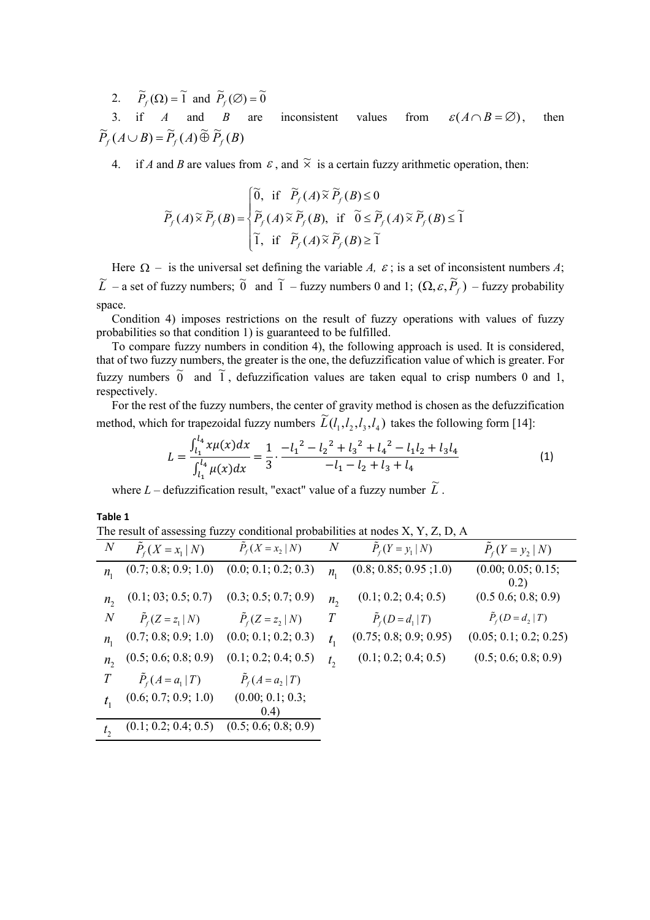2. $\widetilde{P}_f(\Omega) = \widetilde{1}$ and $\widetilde{P}_f(\varnothing) = \widetilde{0}$

3. if $A$ and $B$ are inconsistent values from $\varepsilon(A \cap B = \varnothing)$, then $\widetilde{P}_f(A \cup B) = \widetilde{P}_f(A) \widetilde{\oplus} \widetilde{P}_f(B)$

4. if *A* and *B* are values from $\varepsilon$, and $\widetilde{\times}$ is a certain fuzzy arithmetic operation, then:

$$\widetilde{P}_f(A) \widetilde{\times} \widetilde{P}_f(B) = \begin{cases} \widetilde{0}, & \text{if} \quad \widetilde{P}_f(A) \widetilde{\times} \widetilde{P}_f(B) \leq 0 \\ \widetilde{P}_f(A) \widetilde{\times} \widetilde{P}_f(B), & \text{if} \quad \widetilde{0} \leq \widetilde{P}_f(A) \widetilde{\times} \widetilde{P}_f(B) \leq \widetilde{1} \\ \widetilde{1}, & \text{if} \quad \widetilde{P}_f(A) \widetilde{\times} \widetilde{P}_f(B) \geq \widetilde{1} \end{cases}$$

Here $\Omega$ – is the universal set defining the variable *A*, $\varepsilon$; is a set of inconsistent numbers *A*; $\widetilde{L}$ – a set of fuzzy numbers; $\widetilde{0}$ and $\widetilde{1}$ – fuzzy numbers 0 and 1; $(\Omega, \varepsilon, \widetilde{P}_f)$ – fuzzy probability space.

Condition 4) imposes restrictions on the result of fuzzy operations with values of fuzzy probabilities so that condition 1) is guaranteed to be fulfilled.

To compare fuzzy numbers in condition 4), the following approach is used. It is considered, that of two fuzzy numbers, the greater is the one, the defuzzification value of which is greater. For fuzzy numbers $\widetilde{0}$ and $\widetilde{1}$, defuzzification values are taken equal to crisp numbers 0 and 1, respectively.

For the rest of the fuzzy numbers, the center of gravity method is chosen as the defuzzification method, which for trapezoidal fuzzy numbers $\widetilde{L}(l_1, l_2, l_3, l_4)$ takes the following form [14]:

$$L = \frac{\int_{l_1}^{l_4} x\mu(x)dx}{\int_{l_1}^{l_4} \mu(x)dx} = \frac{1}{3} \cdot \frac{-l_1{}^2 - l_2{}^2 + l_3{}^2 + l_4{}^2 - l_1 l_2 + l_3 l_4}{-l_1 - l_2 + l_3 + l_4} \tag{1}$$

where *L* – defuzzification result, "exact" value of a fuzzy number $\widetilde{L}$.

**Table 1**

The result of assessing fuzzy conditional probabilities at nodes X, Y, Z, D, A

| $N$ | $\tilde{P}_f(X = x_1 \mid N)$ | $\tilde{P}_f(X = x_2 \mid N)$ | $N$ | $\tilde{P}_f(Y = y_1 \mid N)$ | $\tilde{P}_f(Y = y_2 \mid N)$ |
|---|---|---|---|---|---|
| $n_1$ | (0.7; 0.8; 0.9; 1.0) | (0.0; 0.1; 0.2; 0.3) | $n_1$ | (0.8; 0.85; 0.95 ;1.0) | (0.00; 0.05; 0.15; 0.2) |
| $n_2$ | (0.1; 03; 0.5; 0.7) | (0.3; 0.5; 0.7; 0.9) | $n_2$ | (0.1; 0.2; 0.4; 0.5) | (0.5 0.6; 0.8; 0.9) |
| $N$ | $\tilde{P}_f(Z = z_1 \mid N)$ | $\tilde{P}_f(Z = z_2 \mid N)$ | $T$ | $\tilde{P}_f(D = d_1 \mid T)$ | $\tilde{P}_f(D = d_2 \mid T)$ |
| $n_1$ | (0.7; 0.8; 0.9; 1.0) | (0.0; 0.1; 0.2; 0.3) | $t_1$ | (0.75; 0.8; 0.9; 0.95) | (0.05; 0.1; 0.2; 0.25) |
| $n_2$ | (0.5; 0.6; 0.8; 0.9) | (0.1; 0.2; 0.4; 0.5) | $t_2$ | (0.1; 0.2; 0.4; 0.5) | (0.5; 0.6; 0.8; 0.9) |
| $T$ | $\tilde{P}_f(A = a_1 \mid T)$ | $\tilde{P}_f(A = a_2 \mid T)$ | | | |
| $t_1$ | (0.6; 0.7; 0.9; 1.0) | (0.00; 0.1; 0.3; 0.4) | | | |
| $t_2$ | (0.1; 0.2; 0.4; 0.5) | (0.5; 0.6; 0.8; 0.9) | | | |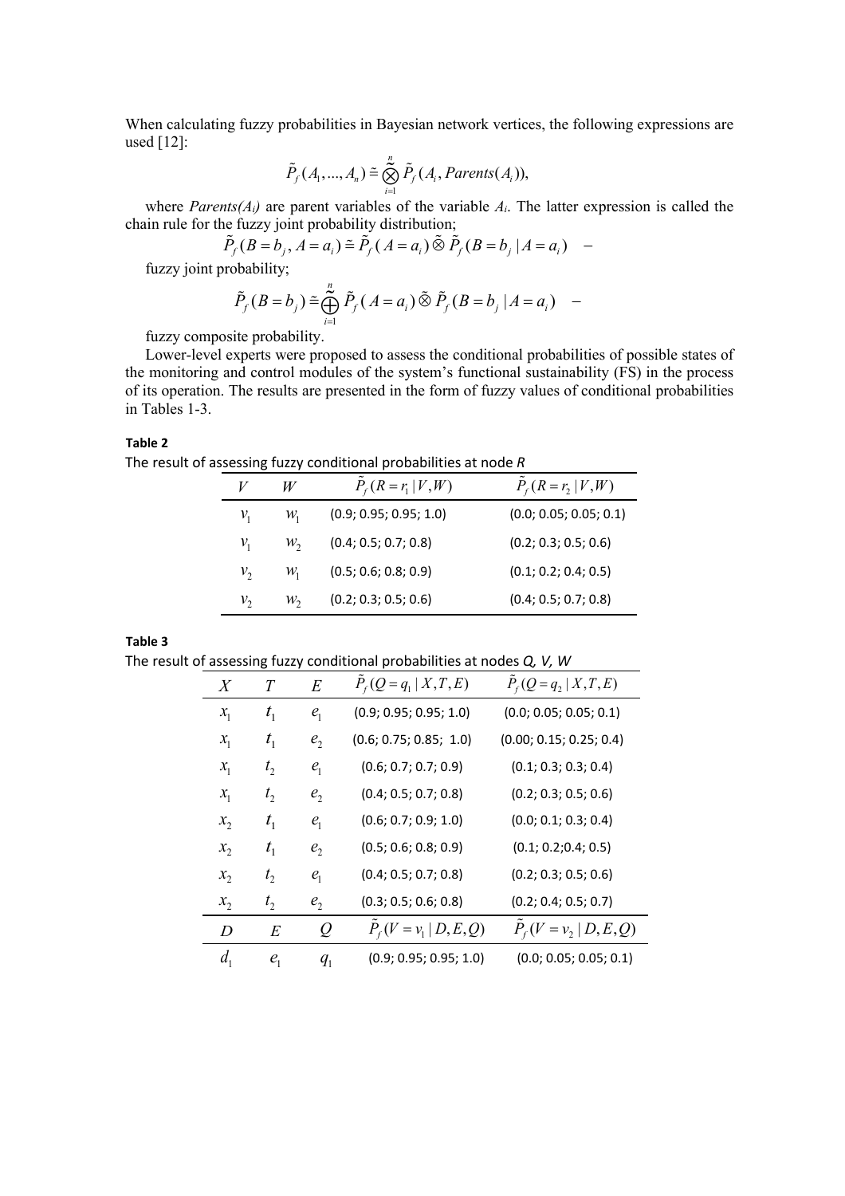When calculating fuzzy probabilities in Bayesian network vertices, the following expressions are used [12]:

$$\tilde{P}_f(A_1,...,A_n) \cong \tilde{\bigotimes_{i=1}^{n}} \tilde{P}_f(A_i, Parents(A_i)),$$

where *Parents(A$_i$)* are parent variables of the variable $A_i$. The latter expression is called the chain rule for the fuzzy joint probability distribution;

$$\tilde{P}_f(B=b_j, A=a_i) \cong \tilde{P}_f(A=a_i) \tilde{\otimes} \tilde{P}_f(B=b_j \mid A=a_i) \quad -$$

fuzzy joint probability;

$$\tilde{P}_f(B=b_j) \cong \tilde{\bigoplus_{i=1}^{n}} \tilde{P}_f(A=a_i) \tilde{\otimes} \tilde{P}_f(B=b_j \mid A=a_i) \quad -$$

fuzzy composite probability.

Lower-level experts were proposed to assess the conditional probabilities of possible states of the monitoring and control modules of the system's functional sustainability (FS) in the process of its operation. The results are presented in the form of fuzzy values of conditional probabilities in Tables 1-3.

**Table 2**

The result of assessing fuzzy conditional probabilities at node *R*

| $V$ | $W$ | $\tilde{P}_f(R=r_1 \mid V,W)$ | $\tilde{P}_f(R=r_2 \mid V,W)$ |
|---|---|---|---|
| $v_1$ | $w_1$ | (0.9; 0.95; 0.95; 1.0) | (0.0; 0.05; 0.05; 0.1) |
| $v_1$ | $w_2$ | (0.4; 0.5; 0.7; 0.8) | (0.2; 0.3; 0.5; 0.6) |
| $v_2$ | $w_1$ | (0.5; 0.6; 0.8; 0.9) | (0.1; 0.2; 0.4; 0.5) |
| $v_2$ | $w_2$ | (0.2; 0.3; 0.5; 0.6) | (0.4; 0.5; 0.7; 0.8) |

**Table 3**

The result of assessing fuzzy conditional probabilities at nodes *Q, V, W*

| $X$ | $T$ | $E$ | $\tilde{P}_f(Q=q_1 \mid X,T,E)$ | $\tilde{P}_f(Q=q_2 \mid X,T,E)$ |
|---|---|---|---|---|
| $x_1$ | $t_1$ | $e_1$ | (0.9; 0.95; 0.95; 1.0) | (0.0; 0.05; 0.05; 0.1) |
| $x_1$ | $t_1$ | $e_2$ | (0.6; 0.75; 0.85; 1.0) | (0.00; 0.15; 0.25; 0.4) |
| $x_1$ | $t_2$ | $e_1$ | (0.6; 0.7; 0.7; 0.9) | (0.1; 0.3; 0.3; 0.4) |
| $x_1$ | $t_2$ | $e_2$ | (0.4; 0.5; 0.7; 0.8) | (0.2; 0.3; 0.5; 0.6) |
| $x_2$ | $t_1$ | $e_1$ | (0.6; 0.7; 0.9; 1.0) | (0.0; 0.1; 0.3; 0.4) |
| $x_2$ | $t_1$ | $e_2$ | (0.5; 0.6; 0.8; 0.9) | (0.1; 0.2;0.4; 0.5) |
| $x_2$ | $t_2$ | $e_1$ | (0.4; 0.5; 0.7; 0.8) | (0.2; 0.3; 0.5; 0.6) |
| $x_2$ | $t_2$ | $e_2$ | (0.3; 0.5; 0.6; 0.8) | (0.2; 0.4; 0.5; 0.7) |
| $D$ | $E$ | $Q$ | $\tilde{P}_f(V=v_1 \mid D,E,Q)$ | $\tilde{P}_f(V=v_2 \mid D,E,Q)$ |
| $d_1$ | $e_1$ | $q_1$ | (0.9; 0.95; 0.95; 1.0) | (0.0; 0.05; 0.05; 0.1) |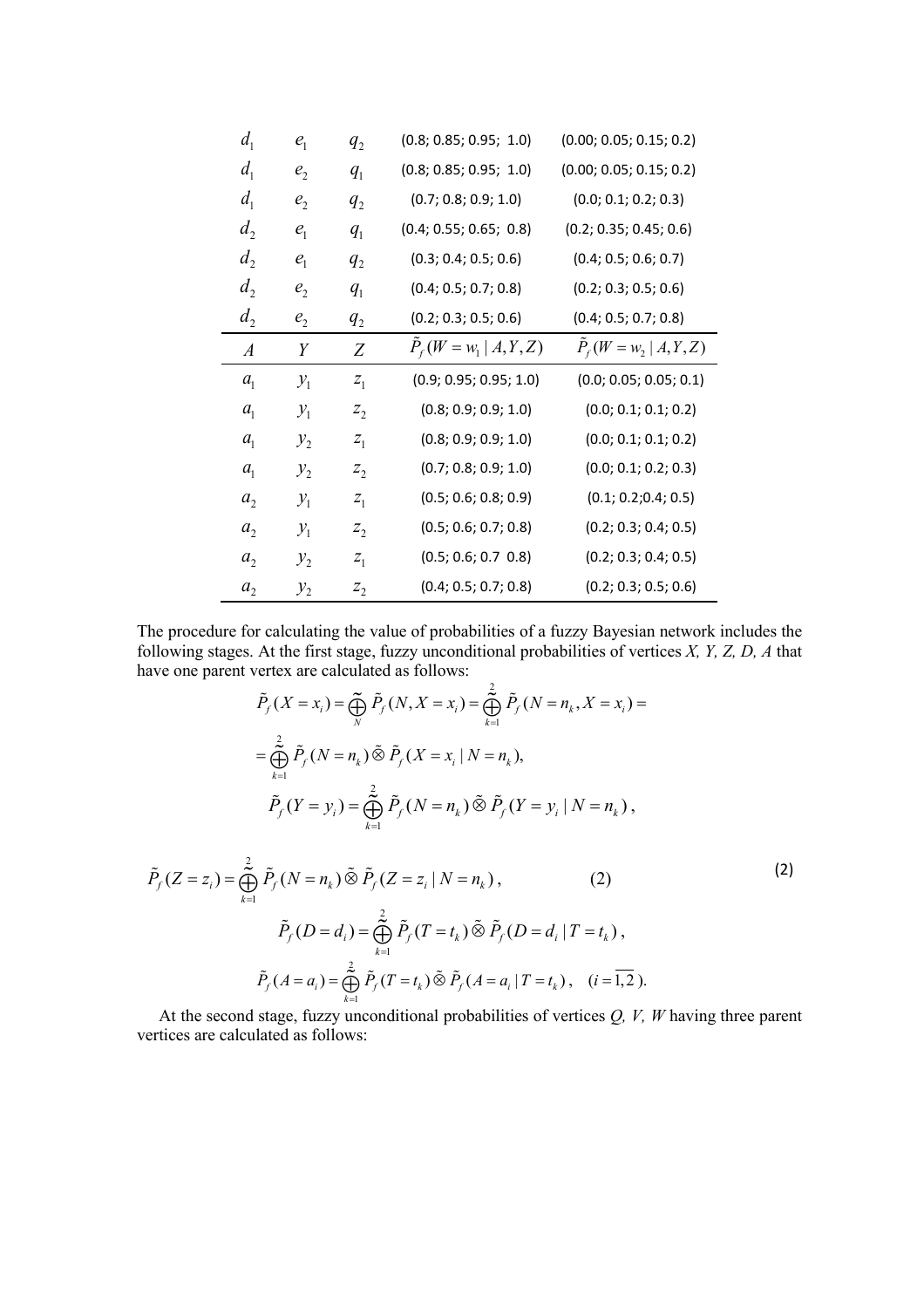| | | | | |
|---|---|---|---|---|
| $d_1$ | $e_1$ | $q_2$ | (0.8; 0.85; 0.95; 1.0) | (0.00; 0.05; 0.15; 0.2) |
| $d_1$ | $e_2$ | $q_1$ | (0.8; 0.85; 0.95; 1.0) | (0.00; 0.05; 0.15; 0.2) |
| $d_1$ | $e_2$ | $q_2$ | (0.7; 0.8; 0.9; 1.0) | (0.0; 0.1; 0.2; 0.3) |
| $d_2$ | $e_1$ | $q_1$ | (0.4; 0.55; 0.65; 0.8) | (0.2; 0.35; 0.45; 0.6) |
| $d_2$ | $e_1$ | $q_2$ | (0.3; 0.4; 0.5; 0.6) | (0.4; 0.5; 0.6; 0.7) |
| $d_2$ | $e_2$ | $q_1$ | (0.4; 0.5; 0.7; 0.8) | (0.2; 0.3; 0.5; 0.6) |
| $d_2$ | $e_2$ | $q_2$ | (0.2; 0.3; 0.5; 0.6) | (0.4; 0.5; 0.7; 0.8) |

| $A$ | $Y$ | $Z$ | $\tilde{P}_f(W=w_1 \mid A,Y,Z)$ | $\tilde{P}_f(W=w_2 \mid A,Y,Z)$ |
|---|---|---|---|---|
| $a_1$ | $y_1$ | $z_1$ | (0.9; 0.95; 0.95; 1.0) | (0.0; 0.05; 0.05; 0.1) |
| $a_1$ | $y_1$ | $z_2$ | (0.8; 0.9; 0.9; 1.0) | (0.0; 0.1; 0.1; 0.2) |
| $a_1$ | $y_2$ | $z_1$ | (0.8; 0.9; 0.9; 1.0) | (0.0; 0.1; 0.1; 0.2) |
| $a_1$ | $y_2$ | $z_2$ | (0.7; 0.8; 0.9; 1.0) | (0.0; 0.1; 0.2; 0.3) |
| $a_2$ | $y_1$ | $z_1$ | (0.5; 0.6; 0.8; 0.9) | (0.1; 0.2;0.4; 0.5) |
| $a_2$ | $y_1$ | $z_2$ | (0.5; 0.6; 0.7; 0.8) | (0.2; 0.3; 0.4; 0.5) |
| $a_2$ | $y_2$ | $z_1$ | (0.5; 0.6; 0.7 0.8) | (0.2; 0.3; 0.4; 0.5) |
| $a_2$ | $y_2$ | $z_2$ | (0.4; 0.5; 0.7; 0.8) | (0.2; 0.3; 0.5; 0.6) |

The procedure for calculating the value of probabilities of a fuzzy Bayesian network includes the following stages. At the first stage, fuzzy unconditional probabilities of vertices *X, Y, Z, D, A* that have one parent vertex are calculated as follows:

$$\tilde{P}_f(X=x_i) = \tilde{\bigoplus_{N}} \tilde{P}_f(N, X=x_i) = \tilde{\bigoplus_{k=1}^{2}} \tilde{P}_f(N=n_k, X=x_i) =$$

$$= \tilde{\bigoplus_{k=1}^{2}} \tilde{P}_f(N=n_k) \tilde{\otimes} \tilde{P}_f(X=x_i \mid N=n_k),$$

$$\tilde{P}_f(Y=y_i) = \tilde{\bigoplus_{k=1}^{2}} \tilde{P}_f(N=n_k) \tilde{\otimes} \tilde{P}_f(Y=y_i \mid N=n_k),$$

$$\tilde{P}_f(Z=z_i) = \tilde{\bigoplus_{k=1}^{2}} \tilde{P}_f(N=n_k) \tilde{\otimes} \tilde{P}_f(Z=z_i \mid N=n_k), \qquad (2)$$

$$\tilde{P}_f(D=d_i) = \tilde{\bigoplus_{k=1}^{2}} \tilde{P}_f(T=t_k) \tilde{\otimes} \tilde{P}_f(D=d_i \mid T=t_k),$$

$$\tilde{P}_f(A=a_i) = \tilde{\bigoplus_{k=1}^{2}} \tilde{P}_f(T=t_k) \tilde{\otimes} \tilde{P}_f(A=a_i \mid T=t_k), \quad (i=\overline{1,2}).$$

At the second stage, fuzzy unconditional probabilities of vertices *Q, V, W* having three parent vertices are calculated as follows: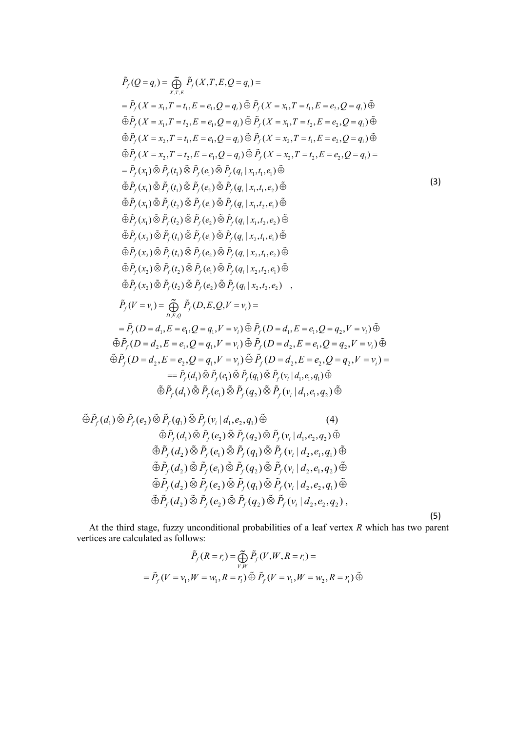$$
\begin{aligned}
&\tilde{P}_f(Q=q_i) = \tilde{\bigoplus_{X,T,E}} \tilde{P}_f(X,T,E,Q=q_i) = \\
&= \tilde{P}_f(X=x_1,T=t_1,E=e_1,Q=q_i) \tilde{\oplus} \tilde{P}_f(X=x_1,T=t_1,E=e_2,Q=q_i) \tilde{\oplus} \\
&\tilde{\oplus} \tilde{P}_f(X=x_1,T=t_2,E=e_1,Q=q_i) \tilde{\oplus} \tilde{P}_f(X=x_1,T=t_2,E=e_2,Q=q_i) \tilde{\oplus} \\
&\tilde{\oplus} \tilde{P}_f(X=x_2,T=t_1,E=e_1,Q=q_i) \tilde{\oplus} \tilde{P}_f(X=x_2,T=t_1,E=e_2,Q=q_i) \tilde{\oplus} \\
&\tilde{\oplus} \tilde{P}_f(X=x_2,T=t_2,E=e_1,Q=q_i) \tilde{\oplus} \tilde{P}_f(X=x_2,T=t_2,E=e_2,Q=q_i) = \\
&= \tilde{P}_f(x_1) \tilde{\otimes} \tilde{P}_f(t_1) \tilde{\otimes} \tilde{P}_f(e_1) \tilde{\otimes} \tilde{P}_f(q_i \mid x_1,t_1,e_1) \tilde{\oplus} \\
&\tilde{\oplus} \tilde{P}_f(x_1) \tilde{\otimes} \tilde{P}_f(t_1) \tilde{\otimes} \tilde{P}_f(e_2) \tilde{\otimes} \tilde{P}_f(q_i \mid x_1,t_1,e_2) \tilde{\oplus} \\
&\tilde{\oplus} \tilde{P}_f(x_1) \tilde{\otimes} \tilde{P}_f(t_2) \tilde{\otimes} \tilde{P}_f(e_1) \tilde{\otimes} \tilde{P}_f(q_i \mid x_1,t_2,e_1) \tilde{\oplus} \\
&\tilde{\oplus} \tilde{P}_f(x_1) \tilde{\otimes} \tilde{P}_f(t_2) \tilde{\otimes} \tilde{P}_f(e_2) \tilde{\otimes} \tilde{P}_f(q_i \mid x_1,t_2,e_2) \tilde{\oplus} \\
&\tilde{\oplus} \tilde{P}_f(x_2) \tilde{\otimes} \tilde{P}_f(t_1) \tilde{\otimes} \tilde{P}_f(e_1) \tilde{\otimes} \tilde{P}_f(q_i \mid x_2,t_1,e_1) \tilde{\oplus} \\
&\tilde{\oplus} \tilde{P}_f(x_2) \tilde{\otimes} \tilde{P}_f(t_1) \tilde{\otimes} \tilde{P}_f(e_2) \tilde{\otimes} \tilde{P}_f(q_i \mid x_2,t_1,e_2) \tilde{\oplus} \\
&\tilde{\oplus} \tilde{P}_f(x_2) \tilde{\otimes} \tilde{P}_f(t_2) \tilde{\otimes} \tilde{P}_f(e_1) \tilde{\otimes} \tilde{P}_f(q_i \mid x_2,t_2,e_1) \tilde{\oplus} \\
&\tilde{\oplus} \tilde{P}_f(x_2) \tilde{\otimes} \tilde{P}_f(t_2) \tilde{\otimes} \tilde{P}_f(e_2) \tilde{\otimes} \tilde{P}_f(q_i \mid x_2,t_2,e_2) \quad ,
\end{aligned} \tag{3}
$$

$$
\begin{aligned}
&\tilde{P}_f(V=v_i) = \tilde{\bigoplus_{D,E,Q}} \tilde{P}_f(D,E,Q,V=v_i) = \\
&= \tilde{P}_f(D=d_1,E=e_1,Q=q_1,V=v_i) \tilde{\oplus} \tilde{P}_f(D=d_1,E=e_1,Q=q_2,V=v_i) \tilde{\oplus} \\
&\tilde{\oplus} \tilde{P}_f(D=d_2,E=e_1,Q=q_1,V=v_i) \tilde{\oplus} \tilde{P}_f(D=d_2,E=e_1,Q=q_2,V=v_i) \tilde{\oplus} \\
&\tilde{\oplus} \tilde{P}_f(D=d_2,E=e_2,Q=q_1,V=v_i) \tilde{\oplus} \tilde{P}_f(D=d_2,E=e_2,Q=q_2,V=v_i) = \\
&== \tilde{P}_f(d_1) \tilde{\otimes} \tilde{P}_f(e_1) \tilde{\otimes} \tilde{P}_f(q_1) \tilde{\otimes} \tilde{P}_f(v_i \mid d_1,e_1,q_1) \tilde{\oplus} \\
&\tilde{\oplus} \tilde{P}_f(d_1) \tilde{\otimes} \tilde{P}_f(e_1) \tilde{\otimes} \tilde{P}_f(q_2) \tilde{\otimes} \tilde{P}_f(v_i \mid d_1,e_1,q_2) \tilde{\oplus}
\end{aligned} \tag{4}
$$

$$
\begin{aligned}
&\tilde{\oplus} \tilde{P}_f(d_1) \tilde{\otimes} \tilde{P}_f(e_2) \tilde{\otimes} \tilde{P}_f(q_1) \tilde{\otimes} \tilde{P}_f(v_i \mid d_1,e_2,q_1) \tilde{\oplus} \\
&\tilde{\oplus} \tilde{P}_f(d_1) \tilde{\otimes} \tilde{P}_f(e_2) \tilde{\otimes} \tilde{P}_f(q_2) \tilde{\otimes} \tilde{P}_f(v_i \mid d_1,e_2,q_2) \tilde{\oplus} \\
&\tilde{\oplus} \tilde{P}_f(d_2) \tilde{\otimes} \tilde{P}_f(e_1) \tilde{\otimes} \tilde{P}_f(q_1) \tilde{\otimes} \tilde{P}_f(v_i \mid d_2,e_1,q_1) \tilde{\oplus} \\
&\tilde{\oplus} \tilde{P}_f(d_2) \tilde{\otimes} \tilde{P}_f(e_1) \tilde{\otimes} \tilde{P}_f(q_2) \tilde{\otimes} \tilde{P}_f(v_i \mid d_2,e_1,q_2) \tilde{\oplus} \\
&\tilde{\oplus} \tilde{P}_f(d_2) \tilde{\otimes} \tilde{P}_f(e_2) \tilde{\otimes} \tilde{P}_f(q_1) \tilde{\otimes} \tilde{P}_f(v_i \mid d_2,e_2,q_1) \tilde{\oplus} \\
&\tilde{\oplus} \tilde{P}_f(d_2) \tilde{\otimes} \tilde{P}_f(e_2) \tilde{\otimes} \tilde{P}_f(q_2) \tilde{\otimes} \tilde{P}_f(v_i \mid d_2,e_2,q_2) \, ,
\end{aligned} \tag{5}
$$

At the third stage, fuzzy unconditional probabilities of a leaf vertex $R$ which has two parent vertices are calculated as follows:

$$
\begin{aligned}
&\tilde{P}_f(R=r_i) = \tilde{\bigoplus_{V,W}} \tilde{P}_f(V,W,R=r_i) = \\
&= \tilde{P}_f(V=v_1,W=w_1,R=r_i) \tilde{\oplus} \tilde{P}_f(V=v_1,W=w_2,R=r_i) \tilde{\oplus}
\end{aligned}
$$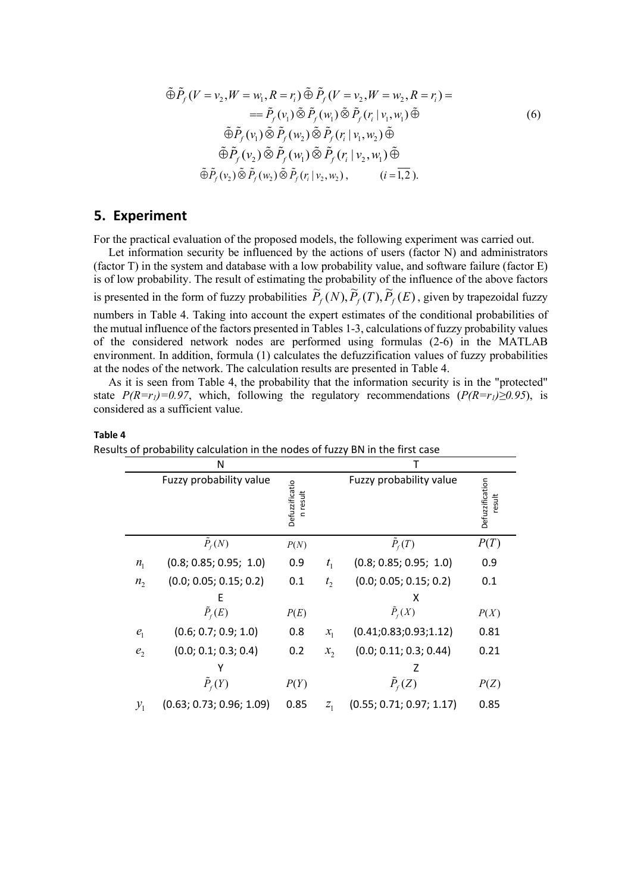$$
\begin{aligned}
\tilde{\oplus}\tilde{P}_f(V=v_2,W=w_1,R=r_i)\tilde{\oplus}\tilde{P}_f(V=v_2,W=w_2,R=r_i) = \\
== \tilde{P}_f(v_1)\tilde{\otimes}\tilde{P}_f(w_1)\tilde{\otimes}\tilde{P}_f(r_i\mid v_1,w_1)\tilde{\oplus} \\
\tilde{\oplus}\tilde{P}_f(v_1)\tilde{\otimes}\tilde{P}_f(w_2)\tilde{\otimes}\tilde{P}_f(r_i\mid v_1,w_2)\tilde{\oplus} \\
\tilde{\oplus}\tilde{P}_f(v_2)\tilde{\otimes}\tilde{P}_f(w_1)\tilde{\otimes}\tilde{P}_f(r_i\mid v_2,w_1)\tilde{\oplus} \\
\tilde{\oplus}\tilde{P}_f(v_2)\tilde{\otimes}\tilde{P}_f(w_2)\tilde{\otimes}\tilde{P}_f(r_i\mid v_2,w_2), \qquad (i=\overline{1,2}).
\end{aligned}
\tag{6}
$$

## 5. Experiment

For the practical evaluation of the proposed models, the following experiment was carried out.

Let information security be influenced by the actions of users (factor N) and administrators (factor T) in the system and database with a low probability value, and software failure (factor E) is of low probability. The result of estimating the probability of the influence of the above factors is presented in the form of fuzzy probabilities $\widetilde{P}_f(N), \widetilde{P}_f(T), \widetilde{P}_f(E)$, given by trapezoidal fuzzy numbers in Table 4. Taking into account the expert estimates of the conditional probabilities of the mutual influence of the factors presented in Tables 1-3, calculations of fuzzy probability values of the considered network nodes are performed using formulas (2-6) in the MATLAB environment. In addition, formula (1) calculates the defuzzification values of fuzzy probabilities at the nodes of the network. The calculation results are presented in Table 4.

As it is seen from Table 4, the probability that the information security is in the "protected" state $P(R=r_1)=0.97$, which, following the regulatory recommendations ($P(R=r_1)\geq 0.95$), is considered as a sufficient value.

**Table 4**
Results of probability calculation in the nodes of fuzzy BN in the first case

| | N | | | T | |
|---|---|---|---|---|---|
| | Fuzzy probability value | Defuzzification result | | Fuzzy probability value | Defuzzification result |
| | $\tilde{P}_f(N)$ | $P(N)$ | | $\tilde{P}_f(T)$ | $P(T)$ |
| $n_1$ | (0.8; 0.85; 0.95; 1.0) | 0.9 | $t_1$ | (0.8; 0.85; 0.95; 1.0) | 0.9 |
| $n_2$ | (0.0; 0.05; 0.15; 0.2) | 0.1 | $t_2$ | (0.0; 0.05; 0.15; 0.2) | 0.1 |
| | E | | | X | |
| | $\tilde{P}_f(E)$ | $P(E)$ | | $\tilde{P}_f(X)$ | $P(X)$ |
| $e_1$ | (0.6; 0.7; 0.9; 1.0) | 0.8 | $x_1$ | (0.41;0.83;0.93;1.12) | 0.81 |
| $e_2$ | (0.0; 0.1; 0.3; 0.4) | 0.2 | $x_2$ | (0.0; 0.11; 0.3; 0.44) | 0.21 |
| | Y | | | Z | |
| | $\tilde{P}_f(Y)$ | $P(Y)$ | | $\tilde{P}_f(Z)$ | $P(Z)$ |
| $y_1$ | (0.63; 0.73; 0.96; 1.09) | 0.85 | $z_1$ | (0.55; 0.71; 0.97; 1.17) | 0.85 |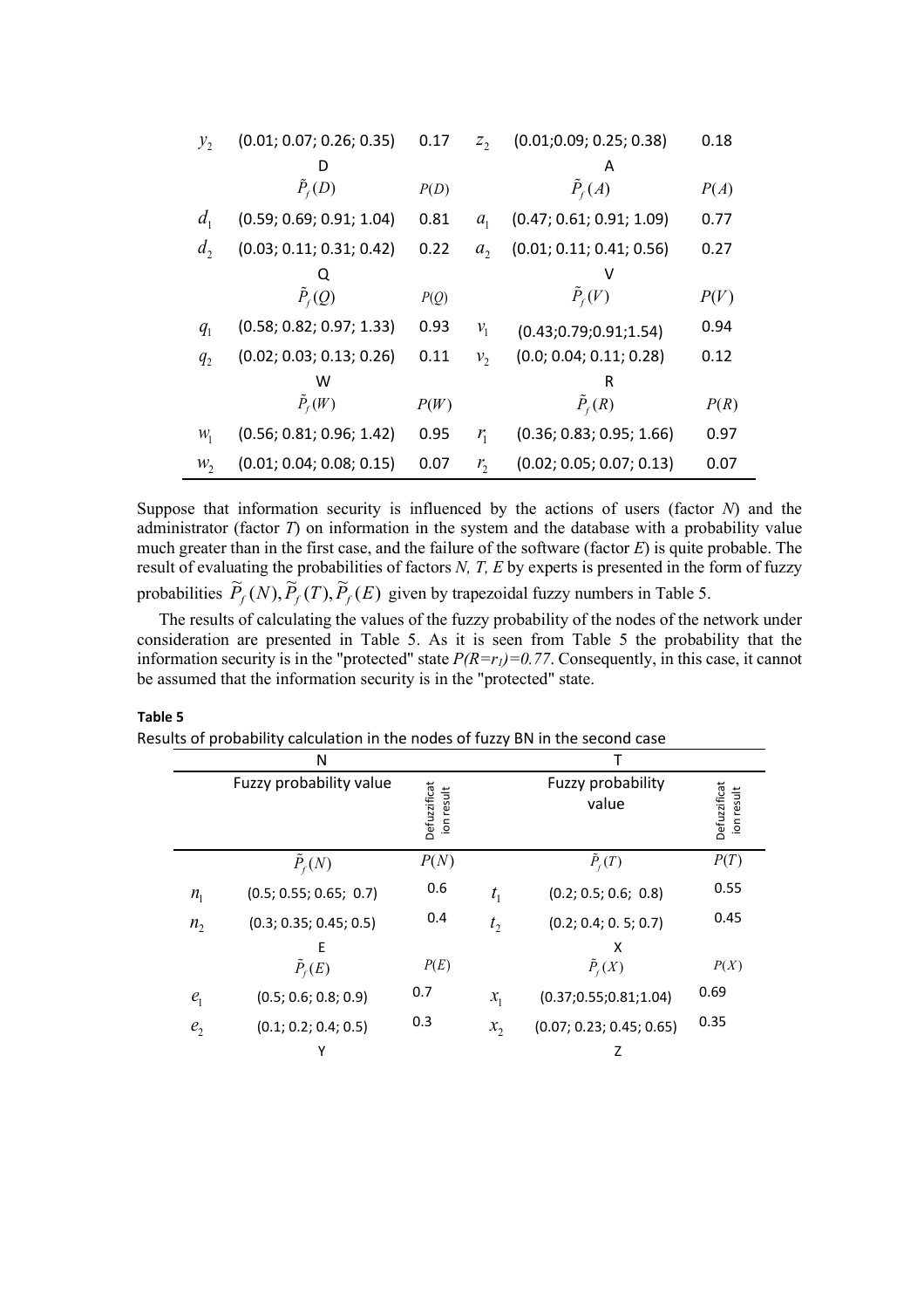| | | | | | |
|---|---|---|---|---|---|
| $y_2$ | (0.01; 0.07; 0.26; 0.35) | 0.17 | $z_2$ | (0.01;0.09; 0.25; 0.38) | 0.18 |
| | D | | | A | |
| | $\tilde{P}_f(D)$ | $P(D)$ | | $\tilde{P}_f(A)$ | $P(A)$ |
| $d_1$ | (0.59; 0.69; 0.91; 1.04) | 0.81 | $a_1$ | (0.47; 0.61; 0.91; 1.09) | 0.77 |
| $d_2$ | (0.03; 0.11; 0.31; 0.42) | 0.22 | $a_2$ | (0.01; 0.11; 0.41; 0.56) | 0.27 |
| | Q | | | V | |
| | $\tilde{P}_f(Q)$ | $P(Q)$ | | $\tilde{P}_f(V)$ | $P(V)$ |
| $q_1$ | (0.58; 0.82; 0.97; 1.33) | 0.93 | $v_1$ | (0.43;0.79;0.91;1.54) | 0.94 |
| $q_2$ | (0.02; 0.03; 0.13; 0.26) | 0.11 | $v_2$ | (0.0; 0.04; 0.11; 0.28) | 0.12 |
| | W | | | R | |
| | $\tilde{P}_f(W)$ | $P(W)$ | | $\tilde{P}_f(R)$ | $P(R)$ |
| $w_1$ | (0.56; 0.81; 0.96; 1.42) | 0.95 | $r_1$ | (0.36; 0.83; 0.95; 1.66) | 0.97 |
| $w_2$ | (0.01; 0.04; 0.08; 0.15) | 0.07 | $r_2$ | (0.02; 0.05; 0.07; 0.13) | 0.07 |

Suppose that information security is influenced by the actions of users (factor *N*) and the administrator (factor *T*) on information in the system and the database with a probability value much greater than in the first case, and the failure of the software (factor *E*) is quite probable. The result of evaluating the probabilities of factors *N, T, E* by experts is presented in the form of fuzzy probabilities $\widetilde{P}_f(N), \widetilde{P}_f(T), \widetilde{P}_f(E)$ given by trapezoidal fuzzy numbers in Table 5.

The results of calculating the values of the fuzzy probability of the nodes of the network under consideration are presented in Table 5. As it is seen from Table 5 the probability that the information security is in the "protected" state $P(R=r_1)=0.77$. Consequently, in this case, it cannot be assumed that the information security is in the "protected" state.

**Table 5**

Results of probability calculation in the nodes of fuzzy BN in the second case

| | N | | | T | |
|---|---|---|---|---|---|
| | Fuzzy probability value | Defuzzification result | | Fuzzy probability value | Defuzzification result |
| | $\tilde{P}_f(N)$ | $P(N)$ | | $\tilde{P}_f(T)$ | $P(T)$ |
| $n_1$ | (0.5; 0.55; 0.65; 0.7) | 0.6 | $t_1$ | (0.2; 0.5; 0.6; 0.8) | 0.55 |
| $n_2$ | (0.3; 0.35; 0.45; 0.5) | 0.4 | $t_2$ | (0.2; 0.4; 0. 5; 0.7) | 0.45 |
| | E | | | X | |
| | $\tilde{P}_f(E)$ | $P(E)$ | | $\tilde{P}_f(X)$ | $P(X)$ |
| $e_1$ | (0.5; 0.6; 0.8; 0.9) | 0.7 | $x_1$ | (0.37;0.55;0.81;1.04) | 0.69 |
| $e_2$ | (0.1; 0.2; 0.4; 0.5) | 0.3 | $x_2$ | (0.07; 0.23; 0.45; 0.65) | 0.35 |
| | Y | | | Z | |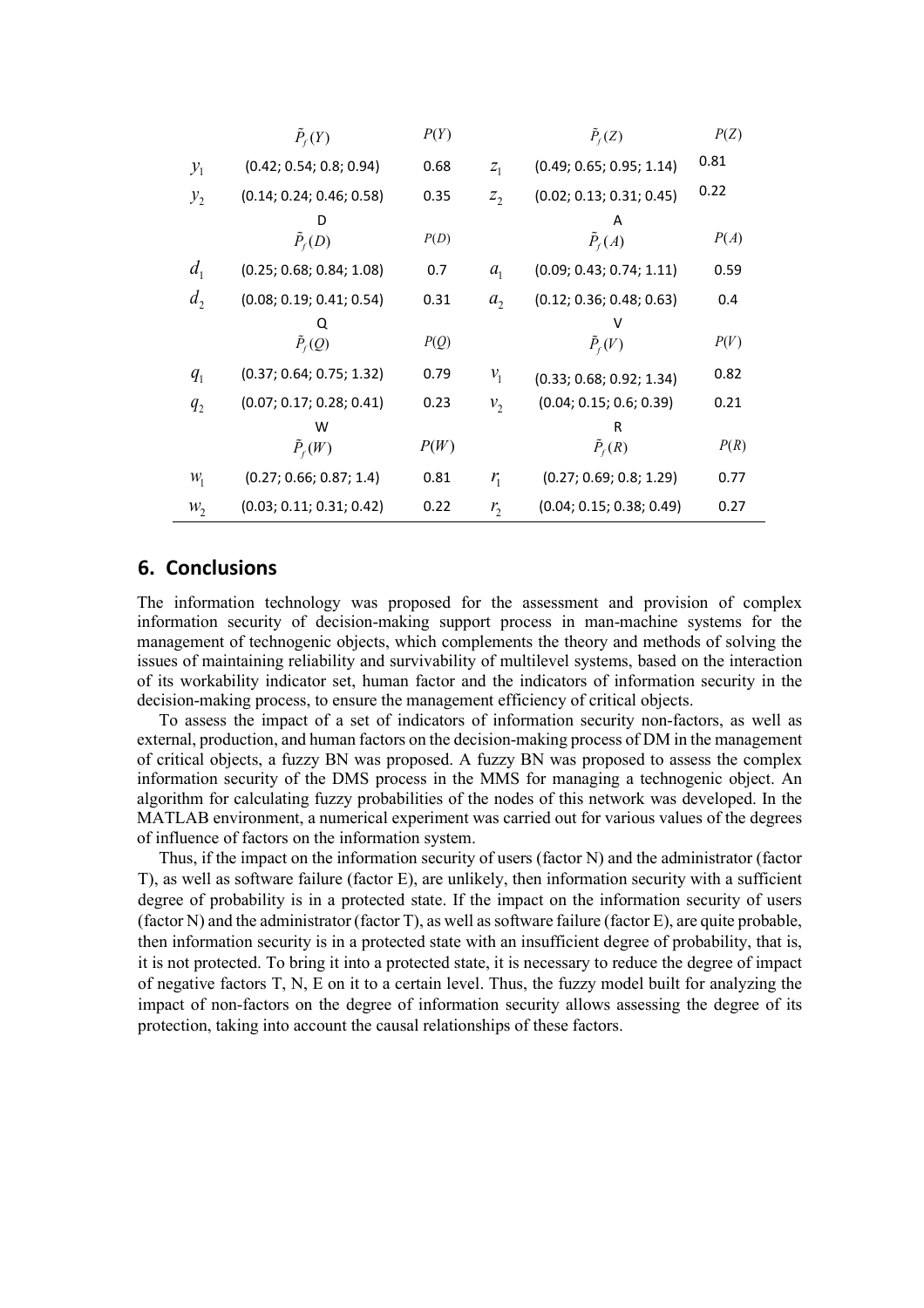| | $\tilde{P}_f(Y)$ | $P(Y)$ | | $\tilde{P}_f(Z)$ | $P(Z)$ |
|---|---|---|---|---|---|
| $y_1$ | (0.42; 0.54; 0.8; 0.94) | 0.68 | $z_1$ | (0.49; 0.65; 0.95; 1.14) | 0.81 |
| $y_2$ | (0.14; 0.24; 0.46; 0.58) | 0.35 | $z_2$ | (0.02; 0.13; 0.31; 0.45) | 0.22 |
| | D | | | A | |
| | $\tilde{P}_f(D)$ | $P(D)$ | | $\tilde{P}_f(A)$ | $P(A)$ |
| $d_1$ | (0.25; 0.68; 0.84; 1.08) | 0.7 | $a_1$ | (0.09; 0.43; 0.74; 1.11) | 0.59 |
| $d_2$ | (0.08; 0.19; 0.41; 0.54) | 0.31 | $a_2$ | (0.12; 0.36; 0.48; 0.63) | 0.4 |
| | Q | | | V | |
| | $\tilde{P}_f(Q)$ | $P(Q)$ | | $\tilde{P}_f(V)$ | $P(V)$ |
| $q_1$ | (0.37; 0.64; 0.75; 1.32) | 0.79 | $v_1$ | (0.33; 0.68; 0.92; 1.34) | 0.82 |
| $q_2$ | (0.07; 0.17; 0.28; 0.41) | 0.23 | $v_2$ | (0.04; 0.15; 0.6; 0.39) | 0.21 |
| | W | | | R | |
| | $\tilde{P}_f(W)$ | $P(W)$ | | $\tilde{P}_f(R)$ | $P(R)$ |
| $w_1$ | (0.27; 0.66; 0.87; 1.4) | 0.81 | $r_1$ | (0.27; 0.69; 0.8; 1.29) | 0.77 |
| $w_2$ | (0.03; 0.11; 0.31; 0.42) | 0.22 | $r_2$ | (0.04; 0.15; 0.38; 0.49) | 0.27 |

## 6. Conclusions

The information technology was proposed for the assessment and provision of complex information security of decision-making support process in man-machine systems for the management of technogenic objects, which complements the theory and methods of solving the issues of maintaining reliability and survivability of multilevel systems, based on the interaction of its workability indicator set, human factor and the indicators of information security in the decision-making process, to ensure the management efficiency of critical objects.

To assess the impact of a set of indicators of information security non-factors, as well as external, production, and human factors on the decision-making process of DM in the management of critical objects, a fuzzy BN was proposed. A fuzzy BN was proposed to assess the complex information security of the DMS process in the MMS for managing a technogenic object. An algorithm for calculating fuzzy probabilities of the nodes of this network was developed. In the MATLAB environment, a numerical experiment was carried out for various values of the degrees of influence of factors on the information system.

Thus, if the impact on the information security of users (factor N) and the administrator (factor T), as well as software failure (factor E), are unlikely, then information security with a sufficient degree of probability is in a protected state. If the impact on the information security of users (factor N) and the administrator (factor T), as well as software failure (factor E), are quite probable, then information security is in a protected state with an insufficient degree of probability, that is, it is not protected. To bring it into a protected state, it is necessary to reduce the degree of impact of negative factors T, N, E on it to a certain level. Thus, the fuzzy model built for analyzing the impact of non-factors on the degree of information security allows assessing the degree of its protection, taking into account the causal relationships of these factors.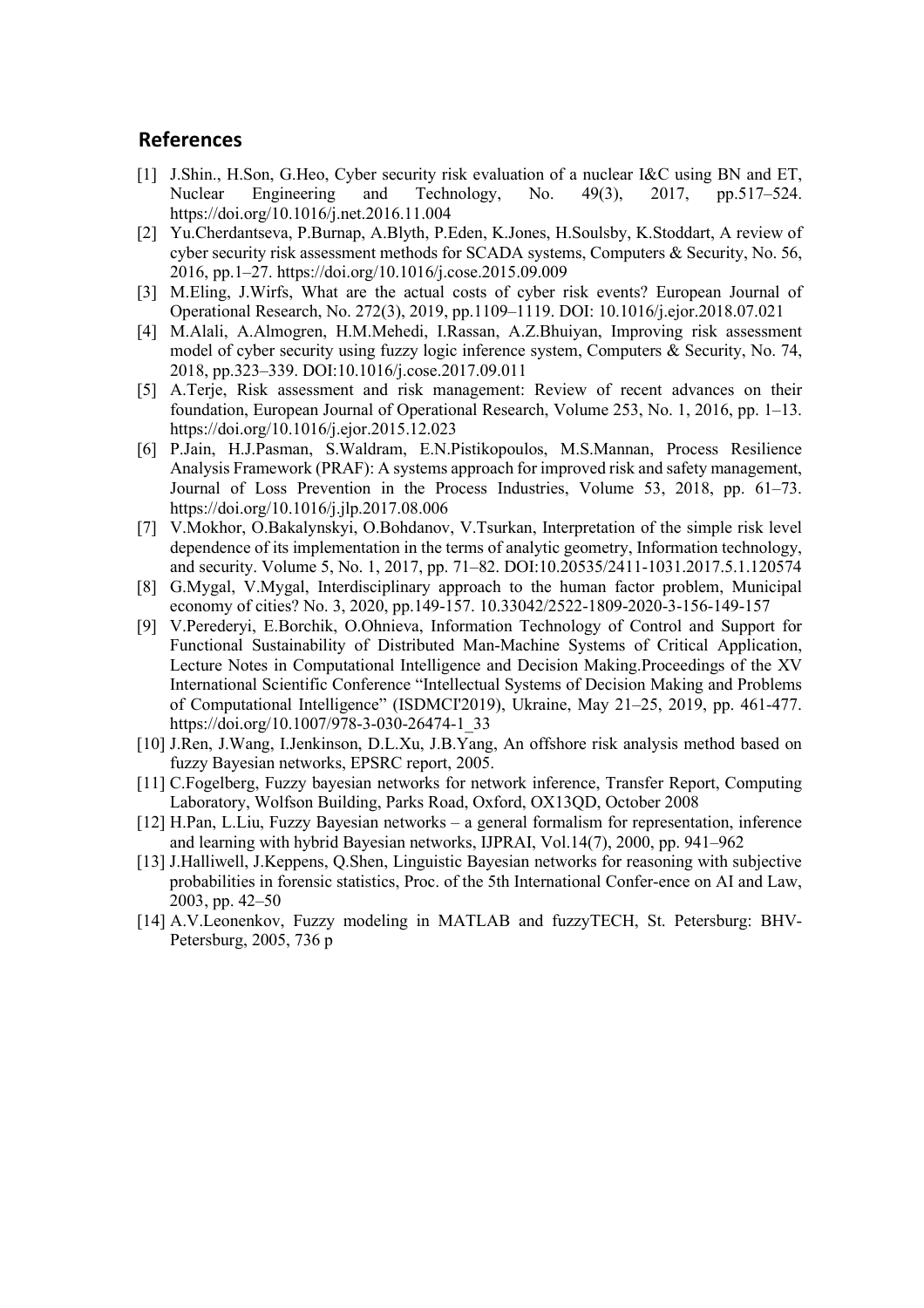## References

[1] J.Shin., H.Son, G.Heo, Cyber security risk evaluation of a nuclear I&C using BN and ET, Nuclear Engineering and Technology, No. 49(3), 2017, pp.517–524. https://doi.org/10.1016/j.net.2016.11.004

[2] Yu.Cherdantseva, P.Burnap, A.Blyth, P.Eden, K.Jones, H.Soulsby, K.Stoddart, A review of cyber security risk assessment methods for SCADA systems, Computers & Security, No. 56, 2016, pp.1–27. https://doi.org/10.1016/j.cose.2015.09.009

[3] M.Eling, J.Wirfs, What are the actual costs of cyber risk events? European Journal of Operational Research, No. 272(3), 2019, pp.1109–1119. DOI: 10.1016/j.ejor.2018.07.021

[4] M.Alali, A.Almogren, H.M.Mehedi, I.Rassan, A.Z.Bhuiyan, Improving risk assessment model of cyber security using fuzzy logic inference system, Computers & Security, No. 74, 2018, pp.323–339. DOI:10.1016/j.cose.2017.09.011

[5] A.Terje, Risk assessment and risk management: Review of recent advances on their foundation, European Journal of Operational Research, Volume 253, No. 1, 2016, pp. 1–13. https://doi.org/10.1016/j.ejor.2015.12.023

[6] P.Jain, H.J.Pasman, S.Waldram, E.N.Pistikopoulos, M.S.Mannan, Process Resilience Analysis Framework (PRAF): A systems approach for improved risk and safety management, Journal of Loss Prevention in the Process Industries, Volume 53, 2018, pp. 61–73. https://doi.org/10.1016/j.jlp.2017.08.006

[7] V.Mokhor, O.Bakalynskyi, O.Bohdanov, V.Tsurkan, Interpretation of the simple risk level dependence of its implementation in the terms of analytic geometry, Information technology, and security. Volume 5, No. 1, 2017, pp. 71–82. DOI:10.20535/2411-1031.2017.5.1.120574

[8] G.Mygal, V.Mygal, Interdisciplinary approach to the human factor problem, Municipal economy of cities? No. 3, 2020, pp.149-157. 10.33042/2522-1809-2020-3-156-149-157

[9] V.Perederyi, E.Borchik, O.Ohnieva, Information Technology of Control and Support for Functional Sustainability of Distributed Man-Machine Systems of Critical Application, Lecture Notes in Computational Intelligence and Decision Making.Proceedings of the XV International Scientific Conference "Intellectual Systems of Decision Making and Problems of Computational Intelligence" (ISDMCI'2019), Ukraine, May 21–25, 2019, pp. 461-477. https://doi.org/10.1007/978-3-030-26474-1_33

[10] J.Ren, J.Wang, I.Jenkinson, D.L.Xu, J.B.Yang, An offshore risk analysis method based on fuzzy Bayesian networks, EPSRC report, 2005.

[11] C.Fogelberg, Fuzzy bayesian networks for network inference, Transfer Report, Computing Laboratory, Wolfson Building, Parks Road, Oxford, OX13QD, October 2008

[12] H.Pan, L.Liu, Fuzzy Bayesian networks – a general formalism for representation, inference and learning with hybrid Bayesian networks, IJPRAI, Vol.14(7), 2000, pp. 941–962

[13] J.Halliwell, J.Keppens, Q.Shen, Linguistic Bayesian networks for reasoning with subjective probabilities in forensic statistics, Proc. of the 5th International Confer-ence on AI and Law, 2003, pp. 42–50

[14] A.V.Leonenkov, Fuzzy modeling in MATLAB and fuzzyTECH, St. Petersburg: BHV-Petersburg, 2005, 736 p